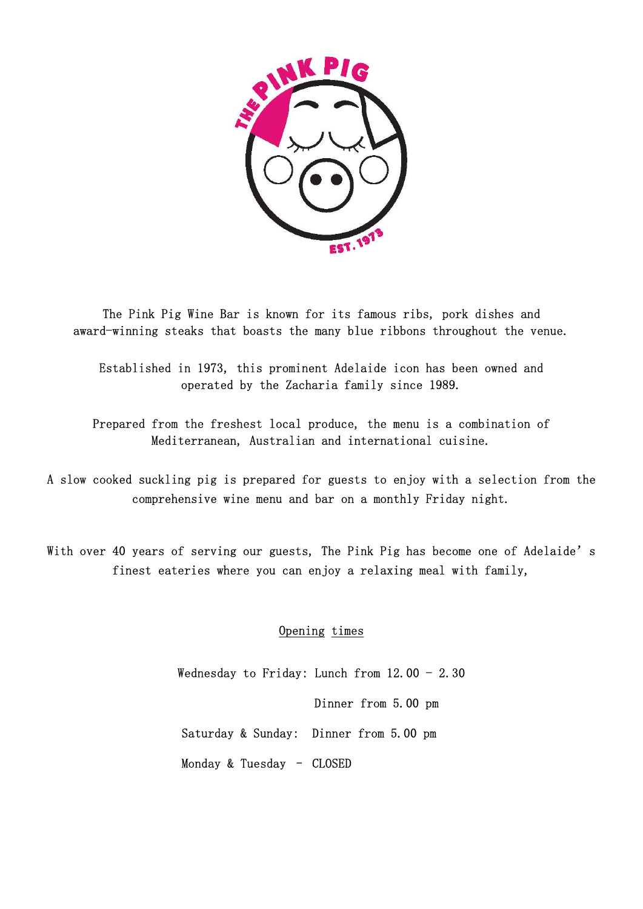The Pink Pig Wine Bar is known for its famous ribs, pork dishes and award-winning steaks that boasts the many blue ribbons throughout the venue.

Established in 1973, this prominent Adelaide icon has been owned and operated by the Zacharia family since 1989.

Prepared from the freshest local produce, the menu is a combination of Mediterranean, Australian and international cuisine.

A slow cooked suckling pig is prepared for guests to enjoy with a selection from the comprehensive wine menu and bar on a monthly Friday night.

With over 40 years of serving our guests, The Pink Pig has become one of Adelaide's finest eateries where you can enjoy a relaxing meal with family,

## Opening times

Wednesday to Friday: Lunch from 12.00 - 2.30

Dinner from 5.00 pm

Saturday & Sunday: Dinner from 5.00 pm

Monday & Tuesday - CLOSED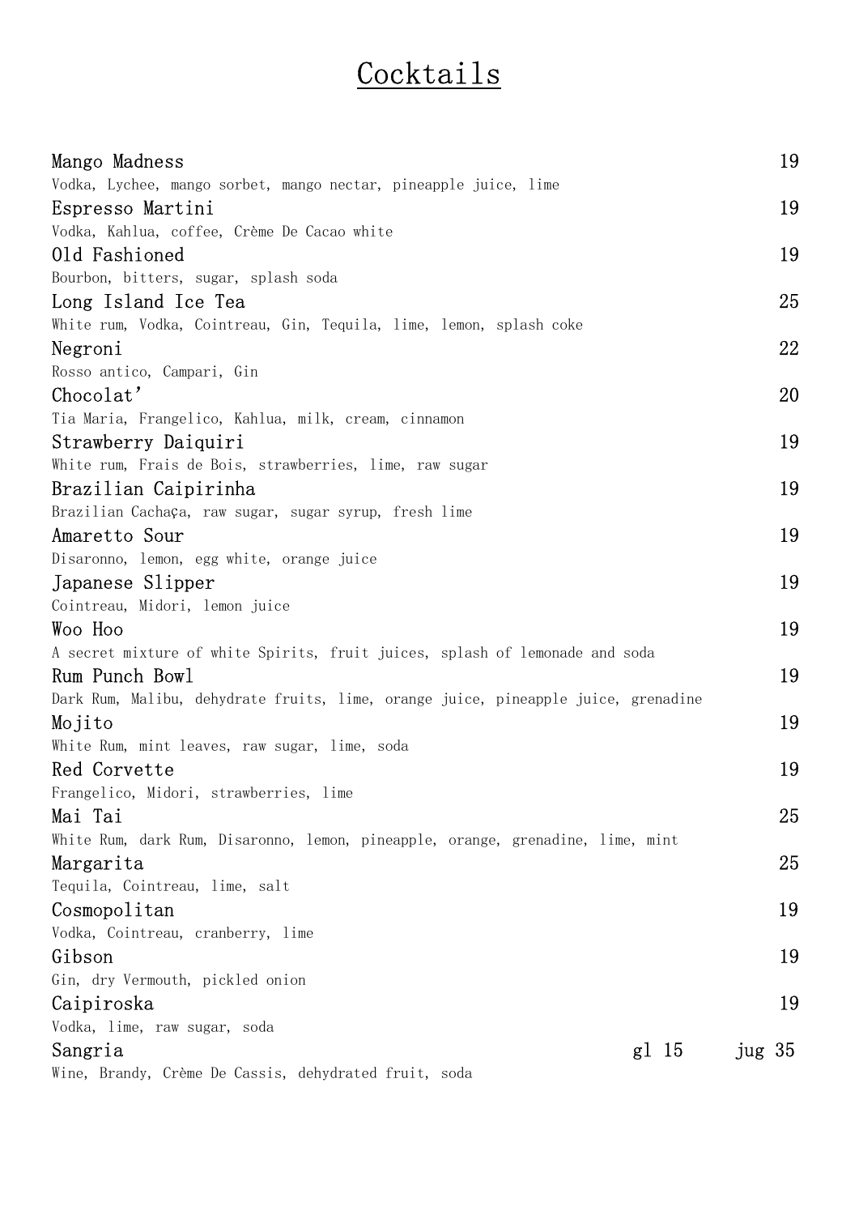# Cocktails

**Mango Madness** 19
Vodka, Lychee, mango sorbet, mango nectar, pineapple juice, lime

**Espresso Martini** 19
Vodka, Kahlua, coffee, Crème De Cacao white

**Old Fashioned** 19
Bourbon, bitters, sugar, splash soda

**Long Island Ice Tea** 25
White rum, Vodka, Cointreau, Gin, Tequila, lime, lemon, splash coke

**Negroni** 22
Rosso antico, Campari, Gin

**Chocolat'** 20
Tia Maria, Frangelico, Kahlua, milk, cream, cinnamon

**Strawberry Daiquiri** 19
White rum, Frais de Bois, strawberries, lime, raw sugar

**Brazilian Caipirinha** 19
Brazilian Cachaça, raw sugar, sugar syrup, fresh lime

**Amaretto Sour** 19
Disaronno, lemon, egg white, orange juice

**Japanese Slipper** 19
Cointreau, Midori, lemon juice

**Woo Hoo** 19
A secret mixture of white Spirits, fruit juices, splash of lemonade and soda

**Rum Punch Bowl** 19
Dark Rum, Malibu, dehydrate fruits, lime, orange juice, pineapple juice, grenadine

**Mojito** 19
White Rum, mint leaves, raw sugar, lime, soda

**Red Corvette** 19
Frangelico, Midori, strawberries, lime

**Mai Tai** 25
White Rum, dark Rum, Disaronno, lemon, pineapple, orange, grenadine, lime, mint

**Margarita** 25
Tequila, Cointreau, lime, salt

**Cosmopolitan** 19
Vodka, Cointreau, cranberry, lime

**Gibson** 19
Gin, dry Vermouth, pickled onion

**Caipiroska** 19
Vodka, lime, raw sugar, soda

**Sangria** gl 15 jug 35
Wine, Brandy, Crème De Cassis, dehydrated fruit, soda